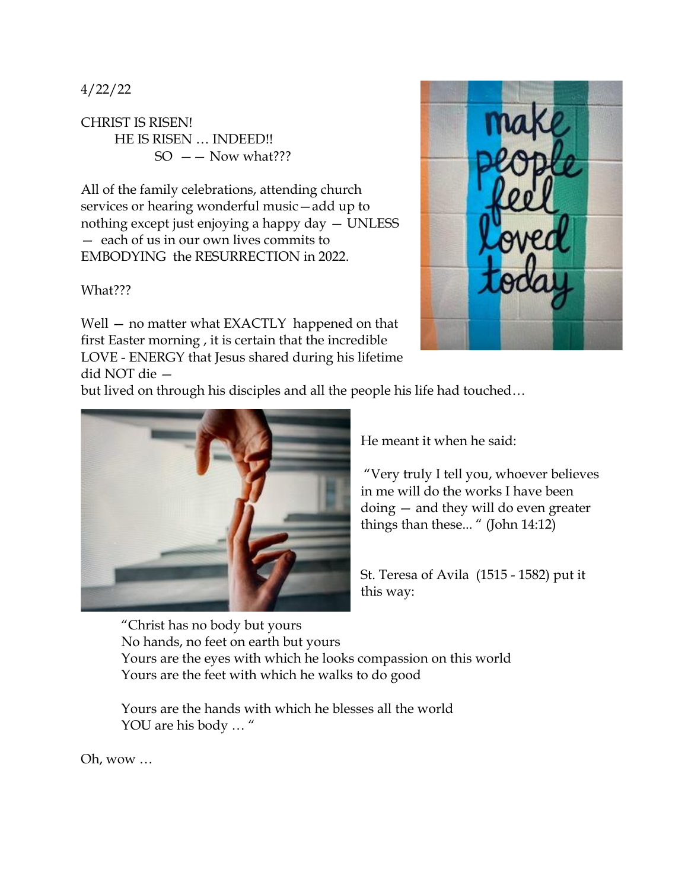4/22/22

CHRIST IS RISEN!
HE IS RISEN … INDEED!!
SO —— Now what???

All of the family celebrations, attending church services or hearing wonderful music—add up to nothing except just enjoying a happy day — UNLESS — each of us in our own lives commits to EMBODYING the RESURRECTION in 2022.

What???

Well — no matter what EXACTLY happened on that first Easter morning , it is certain that the incredible LOVE - ENERGY that Jesus shared during his lifetime did NOT die —
but lived on through his disciples and all the people his life had touched…

He meant it when he said:

"Very truly I tell you, whoever believes in me will do the works I have been doing — and they will do even greater things than these... " (John 14:12)

St. Teresa of Avila (1515 - 1582) put it this way:

> "Christ has no body but yours
> No hands, no feet on earth but yours
> Yours are the eyes with which he looks compassion on this world
> Yours are the feet with which he walks to do good
>
> Yours are the hands with which he blesses all the world
> YOU are his body … "

Oh, wow …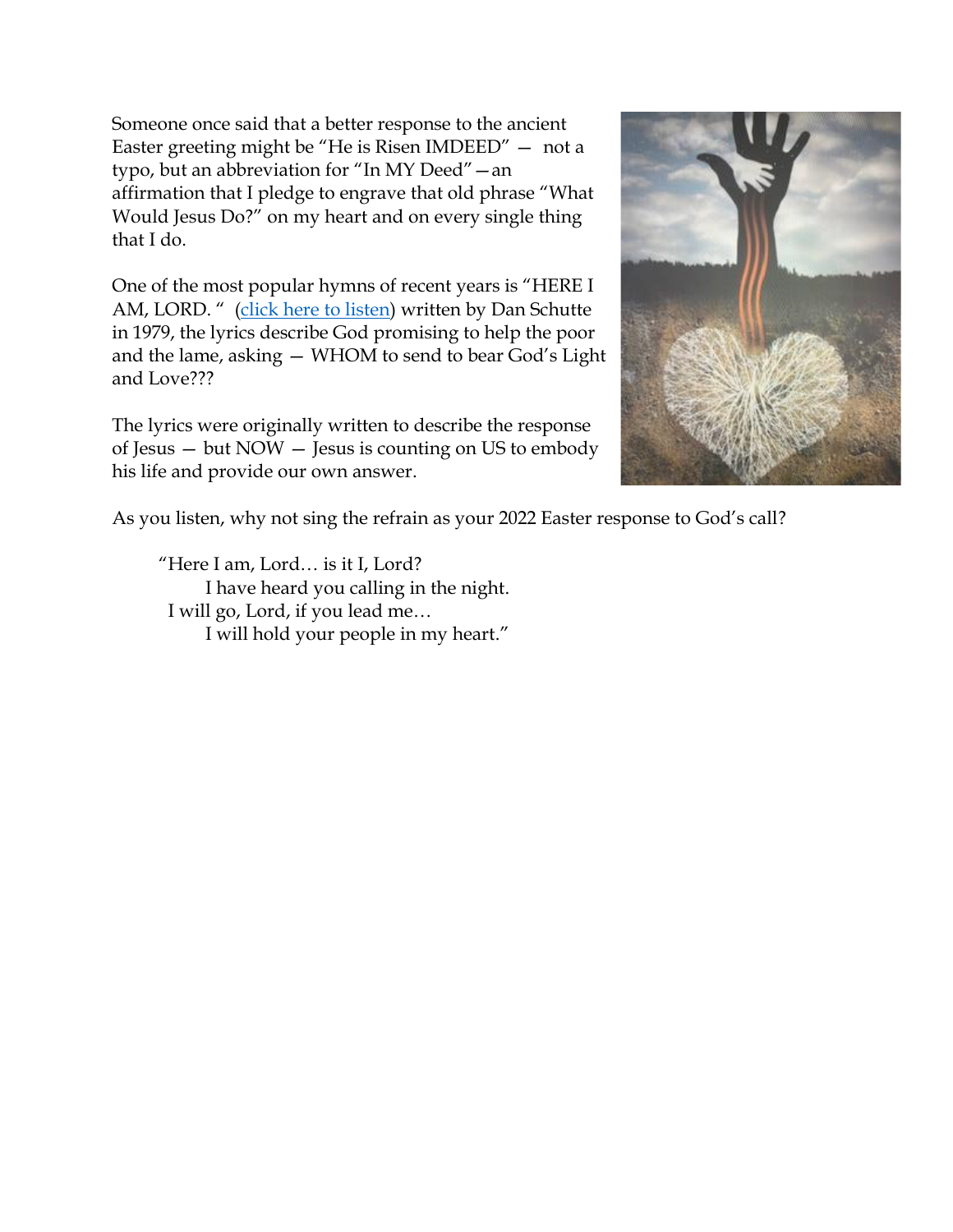Someone once said that a better response to the ancient Easter greeting might be "He is Risen IMDEED" — not a typo, but an abbreviation for "In MY Deed" — an affirmation that I pledge to engrave that old phrase "What Would Jesus Do?" on my heart and on every single thing that I do.

One of the most popular hymns of recent years is "HERE I AM, LORD. " (click here to listen) written by Dan Schutte in 1979, the lyrics describe God promising to help the poor and the lame, asking — WHOM to send to bear God's Light and Love???

The lyrics were originally written to describe the response of Jesus — but NOW — Jesus is counting on US to embody his life and provide our own answer.

As you listen, why not sing the refrain as your 2022 Easter response to God's call?

> "Here I am, Lord… is it I, Lord?
> I have heard you calling in the night.
> I will go, Lord, if you lead me…
> I will hold your people in my heart."